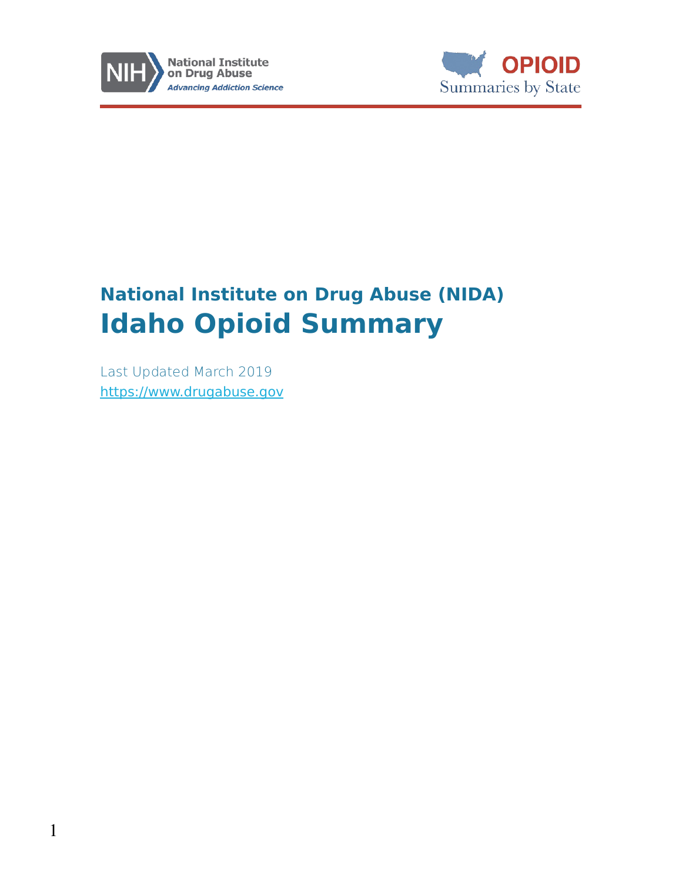# National Institute on Drug Abuse (NIDA)

# Idaho Opioid Summary

Last Updated March 2019

https://www.drugabuse.gov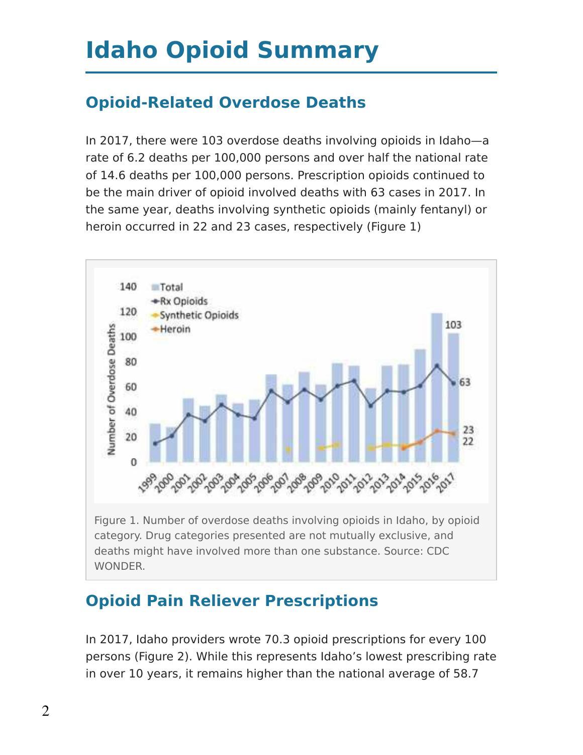# Idaho Opioid Summary

## Opioid-Related Overdose Deaths

In 2017, there were 103 overdose deaths involving opioids in Idaho—a rate of 6.2 deaths per 100,000 persons and over half the national rate of 14.6 deaths per 100,000 persons. Prescription opioids continued to be the main driver of opioid involved deaths with 63 cases in 2017. In the same year, deaths involving synthetic opioids (mainly fentanyl) or heroin occurred in 22 and 23 cases, respectively (Figure 1)

Figure 1. Number of overdose deaths involving opioids in Idaho, by opioid category. Drug categories presented are not mutually exclusive, and deaths might have involved more than one substance. Source: CDC WONDER.

## Opioid Pain Reliever Prescriptions

In 2017, Idaho providers wrote 70.3 opioid prescriptions for every 100 persons (Figure 2). While this represents Idaho's lowest prescribing rate in over 10 years, it remains higher than the national average of 58.7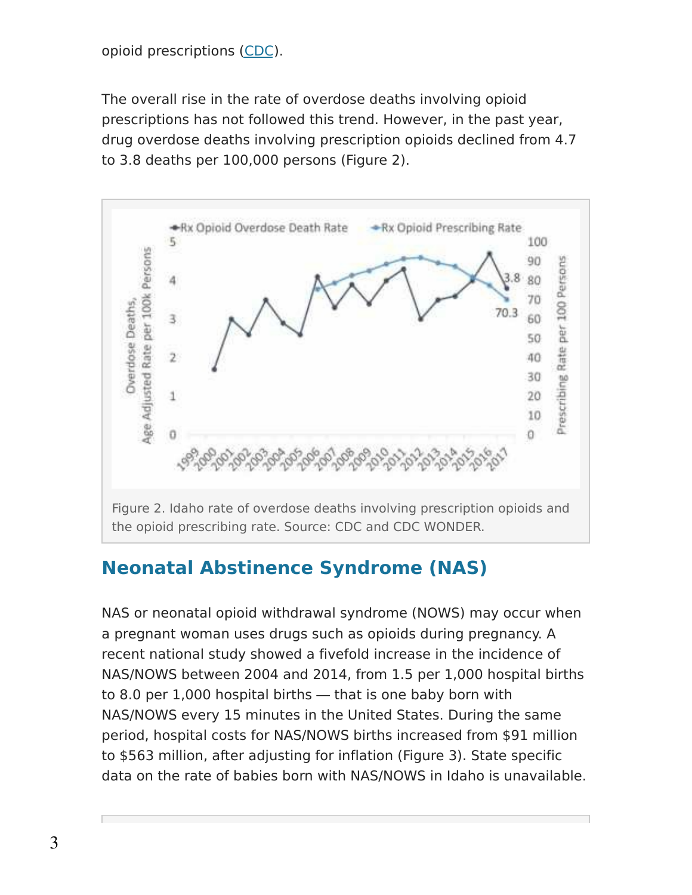opioid prescriptions (CDC).

The overall rise in the rate of overdose deaths involving opioid prescriptions has not followed this trend. However, in the past year, drug overdose deaths involving prescription opioids declined from 4.7 to 3.8 deaths per 100,000 persons (Figure 2).

Figure 2. Idaho rate of overdose deaths involving prescription opioids and the opioid prescribing rate. Source: CDC and CDC WONDER.

## Neonatal Abstinence Syndrome (NAS)

NAS or neonatal opioid withdrawal syndrome (NOWS) may occur when a pregnant woman uses drugs such as opioids during pregnancy. A recent national study showed a fivefold increase in the incidence of NAS/NOWS between 2004 and 2014, from 1.5 per 1,000 hospital births to 8.0 per 1,000 hospital births — that is one baby born with NAS/NOWS every 15 minutes in the United States. During the same period, hospital costs for NAS/NOWS births increased from $91 million to $563 million, after adjusting for inflation (Figure 3). State specific data on the rate of babies born with NAS/NOWS in Idaho is unavailable.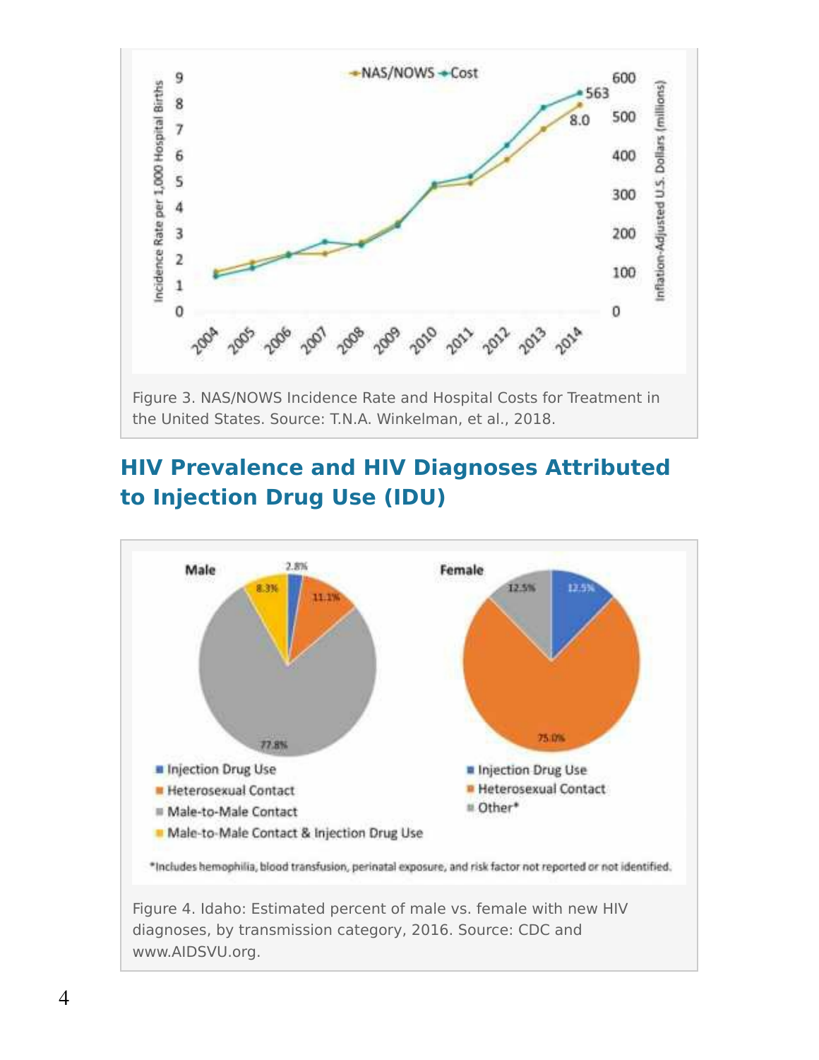Figure 3. NAS/NOWS Incidence Rate and Hospital Costs for Treatment in the United States. Source: T.N.A. Winkelman, et al., 2018.

## HIV Prevalence and HIV Diagnoses Attributed to Injection Drug Use (IDU)

Figure 4. Idaho: Estimated percent of male vs. female with new HIV diagnoses, by transmission category, 2016. Source: CDC and www.AIDSVU.org.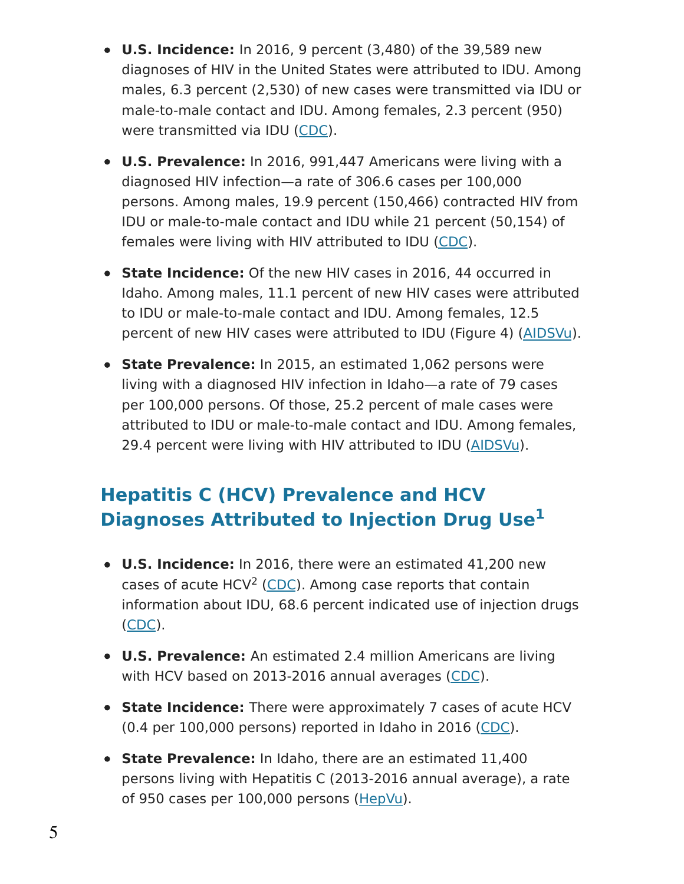- **U.S. Incidence:** In 2016, 9 percent (3,480) of the 39,589 new diagnoses of HIV in the United States were attributed to IDU. Among males, 6.3 percent (2,530) of new cases were transmitted via IDU or male-to-male contact and IDU. Among females, 2.3 percent (950) were transmitted via IDU (CDC).

- **U.S. Prevalence:** In 2016, 991,447 Americans were living with a diagnosed HIV infection—a rate of 306.6 cases per 100,000 persons. Among males, 19.9 percent (150,466) contracted HIV from IDU or male-to-male contact and IDU while 21 percent (50,154) of females were living with HIV attributed to IDU (CDC).

- **State Incidence:** Of the new HIV cases in 2016, 44 occurred in Idaho. Among males, 11.1 percent of new HIV cases were attributed to IDU or male-to-male contact and IDU. Among females, 12.5 percent of new HIV cases were attributed to IDU (Figure 4) (AIDSVu).

- **State Prevalence:** In 2015, an estimated 1,062 persons were living with a diagnosed HIV infection in Idaho—a rate of 79 cases per 100,000 persons. Of those, 25.2 percent of male cases were attributed to IDU or male-to-male contact and IDU. Among females, 29.4 percent were living with HIV attributed to IDU (AIDSVu).

## Hepatitis C (HCV) Prevalence and HCV Diagnoses Attributed to Injection Drug Use[1]

- **U.S. Incidence:** In 2016, there were an estimated 41,200 new cases of acute HCV[2] (CDC). Among case reports that contain information about IDU, 68.6 percent indicated use of injection drugs (CDC).

- **U.S. Prevalence:** An estimated 2.4 million Americans are living with HCV based on 2013-2016 annual averages (CDC).

- **State Incidence:** There were approximately 7 cases of acute HCV (0.4 per 100,000 persons) reported in Idaho in 2016 (CDC).

- **State Prevalence:** In Idaho, there are an estimated 11,400 persons living with Hepatitis C (2013-2016 annual average), a rate of 950 cases per 100,000 persons (HepVu).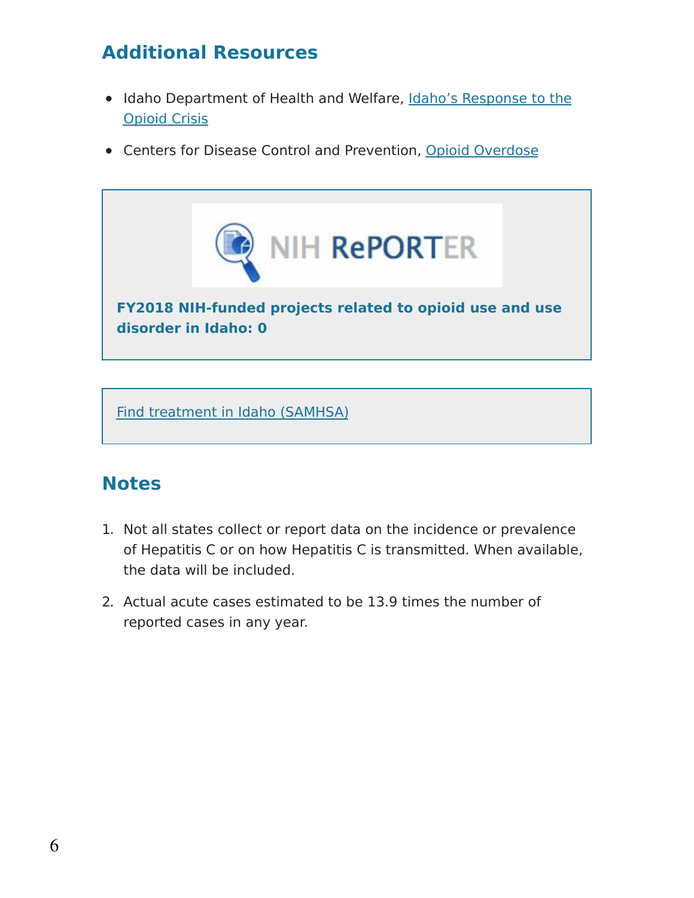## Additional Resources

- Idaho Department of Health and Welfare, Idaho's Response to the Opioid Crisis
- Centers for Disease Control and Prevention, Opioid Overdose

NIH RePORTER

**FY2018 NIH-funded projects related to opioid use and use disorder in Idaho: 0**

Find treatment in Idaho (SAMHSA)

## Notes

1. Not all states collect or report data on the incidence or prevalence of Hepatitis C or on how Hepatitis C is transmitted. When available, the data will be included.
2. Actual acute cases estimated to be 13.9 times the number of reported cases in any year.